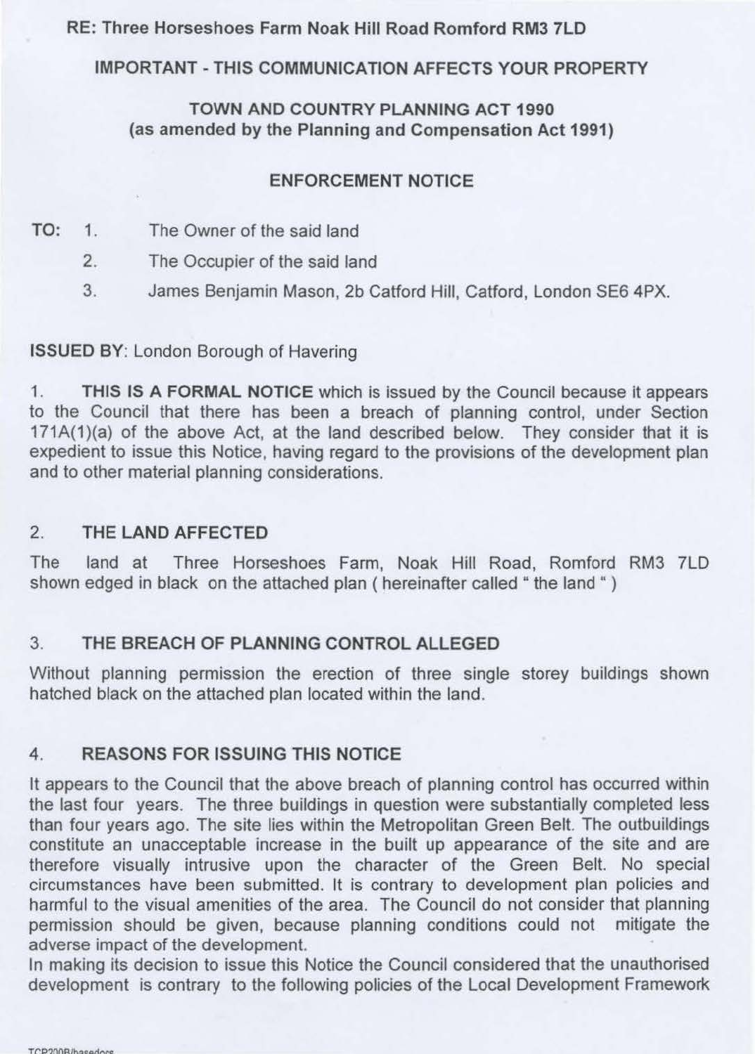**RE: Three Horseshoes Farm Noak Hill Road Romford RM3 7LD**

**IMPORTANT - THIS COMMUNICATION AFFECTS YOUR PROPERTY**

**TOWN AND COUNTRY PLANNING ACT 1990**
**(as amended by the Planning and Compensation Act 1991)**

**ENFORCEMENT NOTICE**

**TO:**
1. The Owner of the said land
2. The Occupier of the said land
3. James Benjamin Mason, 2b Catford Hill, Catford, London SE6 4PX.

**ISSUED BY**: London Borough of Havering

1. **THIS IS A FORMAL NOTICE** which is issued by the Council because it appears to the Council that there has been a breach of planning control, under Section 171A(1)(a) of the above Act, at the land described below. They consider that it is expedient to issue this Notice, having regard to the provisions of the development plan and to other material planning considerations.

## 2. THE LAND AFFECTED

The land at Three Horseshoes Farm, Noak Hill Road, Romford RM3 7LD shown edged in black on the attached plan ( hereinafter called " the land " )

## 3. THE BREACH OF PLANNING CONTROL ALLEGED

Without planning permission the erection of three single storey buildings shown hatched black on the attached plan located within the land.

## 4. REASONS FOR ISSUING THIS NOTICE

It appears to the Council that the above breach of planning control has occurred within the last four years. The three buildings in question were substantially completed less than four years ago. The site lies within the Metropolitan Green Belt. The outbuildings constitute an unacceptable increase in the built up appearance of the site and are therefore visually intrusive upon the character of the Green Belt. No special circumstances have been submitted. It is contrary to development plan policies and harmful to the visual amenities of the area. The Council do not consider that planning permission should be given, because planning conditions could not mitigate the adverse impact of the development.
In making its decision to issue this Notice the Council considered that the unauthorised development is contrary to the following policies of the Local Development Framework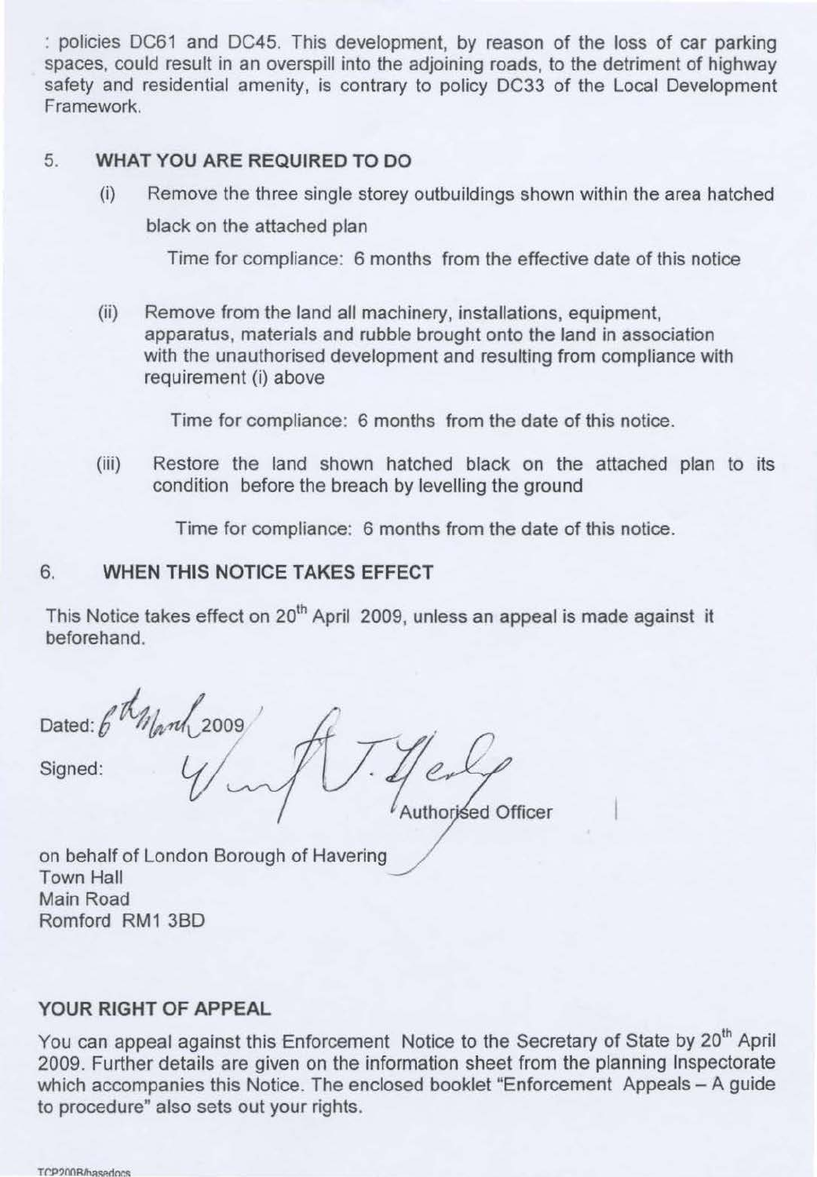: policies DC61 and DC45. This development, by reason of the loss of car parking spaces, could result in an overspill into the adjoining roads, to the detriment of highway safety and residential amenity, is contrary to policy DC33 of the Local Development Framework.

## 5. WHAT YOU ARE REQUIRED TO DO

(i) Remove the three single storey outbuildings shown within the area hatched black on the attached plan

Time for compliance: 6 months from the effective date of this notice

(ii) Remove from the land all machinery, installations, equipment, apparatus, materials and rubble brought onto the land in association with the unauthorised development and resulting from compliance with requirement (i) above

Time for compliance: 6 months from the date of this notice.

(iii) Restore the land shown hatched black on the attached plan to its condition before the breach by levelling the ground

Time for compliance: 6 months from the date of this notice.

## 6. WHEN THIS NOTICE TAKES EFFECT

This Notice takes effect on 20th April 2009, unless an appeal is made against it beforehand.

Dated: 6th March 2009

Signed: [signature]

Authorised Officer

on behalf of London Borough of Havering
Town Hall
Main Road
Romford RM1 3BD

## YOUR RIGHT OF APPEAL

You can appeal against this Enforcement Notice to the Secretary of State by 20th April 2009. Further details are given on the information sheet from the planning Inspectorate which accompanies this Notice. The enclosed booklet "Enforcement Appeals – A guide to procedure" also sets out your rights.

TCP200B/basedocs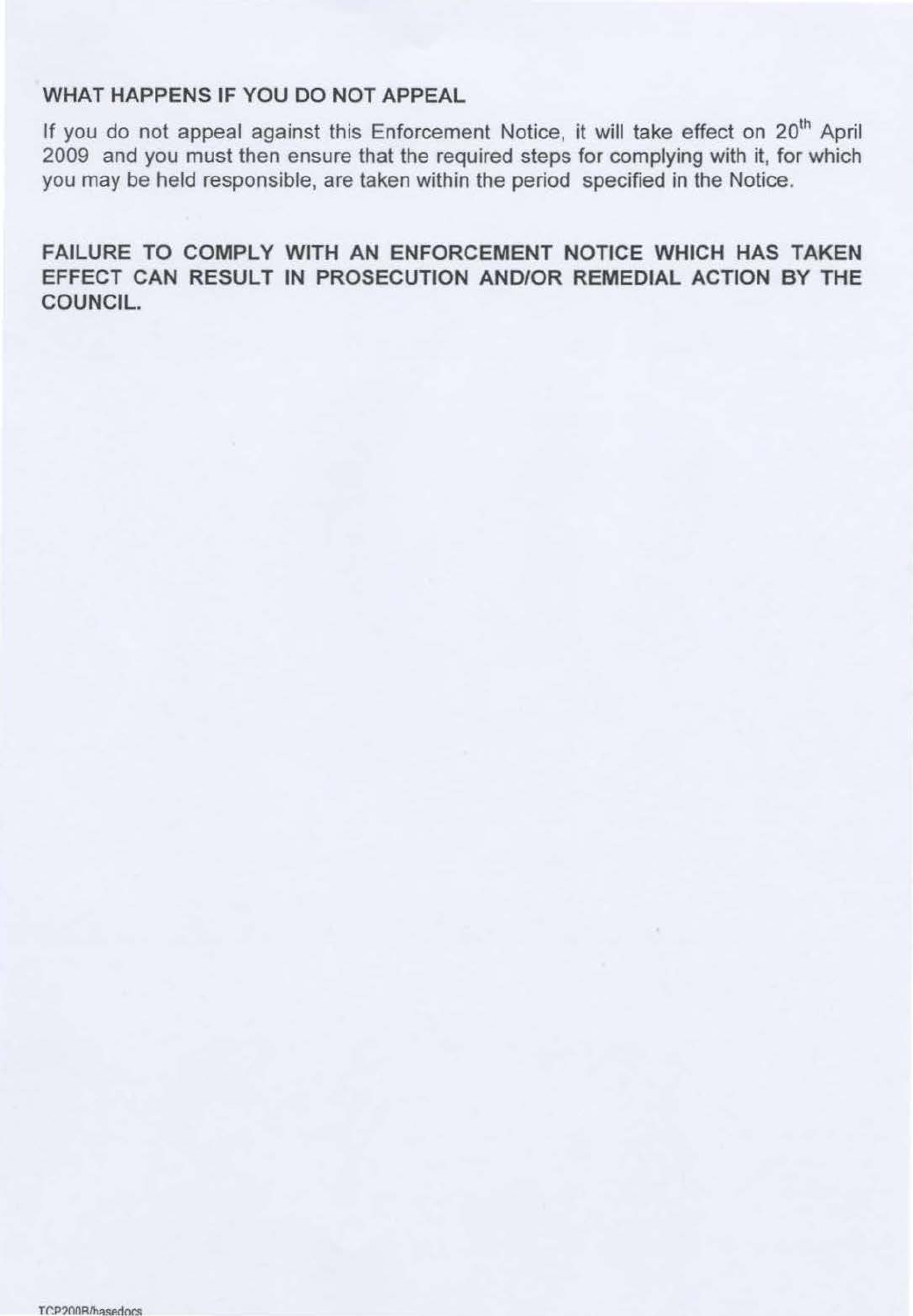## WHAT HAPPENS IF YOU DO NOT APPEAL

If you do not appeal against this Enforcement Notice, it will take effect on 20th April 2009 and you must then ensure that the required steps for complying with it, for which you may be held responsible, are taken within the period specified in the Notice.

**FAILURE TO COMPLY WITH AN ENFORCEMENT NOTICE WHICH HAS TAKEN EFFECT CAN RESULT IN PROSECUTION AND/OR REMEDIAL ACTION BY THE COUNCIL.**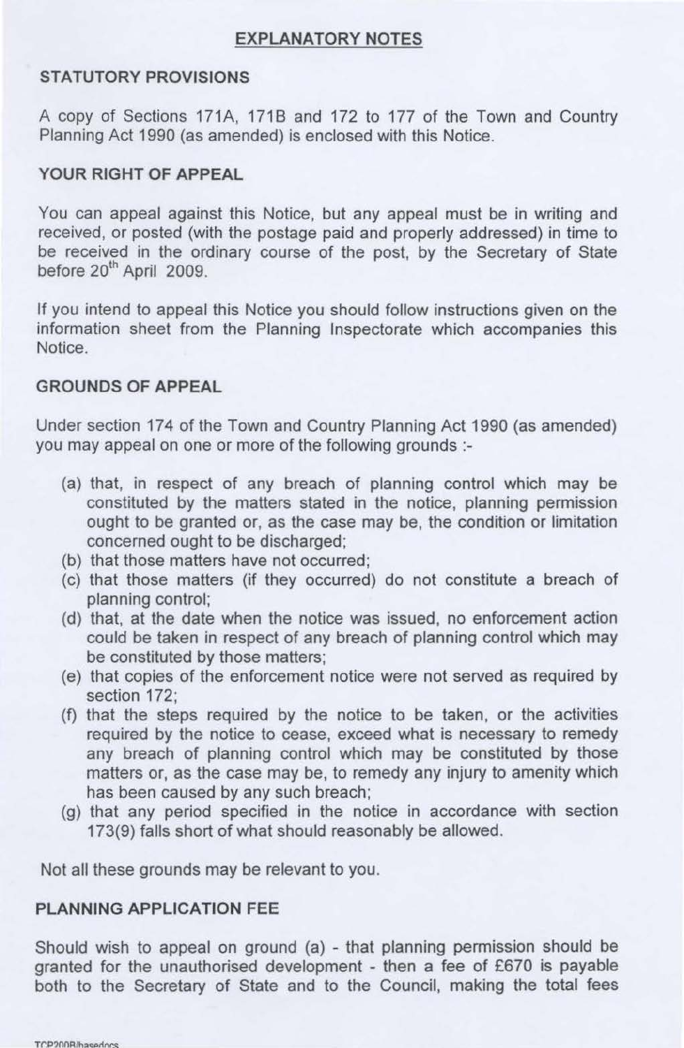## EXPLANATORY NOTES

### STATUTORY PROVISIONS

A copy of Sections 171A, 171B and 172 to 177 of the Town and Country Planning Act 1990 (as amended) is enclosed with this Notice.

### YOUR RIGHT OF APPEAL

You can appeal against this Notice, but any appeal must be in writing and received, or posted (with the postage paid and properly addressed) in time to be received in the ordinary course of the post, by the Secretary of State before 20th April 2009.

If you intend to appeal this Notice you should follow instructions given on the information sheet from the Planning Inspectorate which accompanies this Notice.

### GROUNDS OF APPEAL

Under section 174 of the Town and Country Planning Act 1990 (as amended) you may appeal on one or more of the following grounds :-

(a) that, in respect of any breach of planning control which may be constituted by the matters stated in the notice, planning permission ought to be granted or, as the case may be, the condition or limitation concerned ought to be discharged;
(b) that those matters have not occurred;
(c) that those matters (if they occurred) do not constitute a breach of planning control;
(d) that, at the date when the notice was issued, no enforcement action could be taken in respect of any breach of planning control which may be constituted by those matters;
(e) that copies of the enforcement notice were not served as required by section 172;
(f) that the steps required by the notice to be taken, or the activities required by the notice to cease, exceed what is necessary to remedy any breach of planning control which may be constituted by those matters or, as the case may be, to remedy any injury to amenity which has been caused by any such breach;
(g) that any period specified in the notice in accordance with section 173(9) falls short of what should reasonably be allowed.

Not all these grounds may be relevant to you.

### PLANNING APPLICATION FEE

Should wish to appeal on ground (a) - that planning permission should be granted for the unauthorised development - then a fee of £670 is payable both to the Secretary of State and to the Council, making the total fees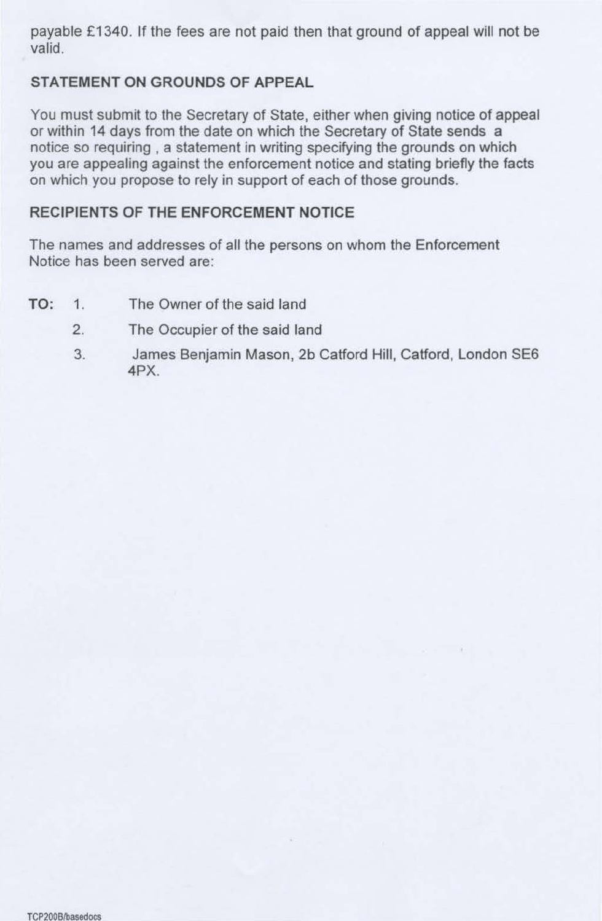payable £1340. If the fees are not paid then that ground of appeal will not be valid.

## STATEMENT ON GROUNDS OF APPEAL

You must submit to the Secretary of State, either when giving notice of appeal or within 14 days from the date on which the Secretary of State sends a notice so requiring , a statement in writing specifying the grounds on which you are appealing against the enforcement notice and stating briefly the facts on which you propose to rely in support of each of those grounds.

## RECIPIENTS OF THE ENFORCEMENT NOTICE

The names and addresses of all the persons on whom the Enforcement Notice has been served are:

**TO:**

1. The Owner of the said land
2. The Occupier of the said land
3. James Benjamin Mason, 2b Catford Hill, Catford, London SE6 4PX.

TCP200B/basedocs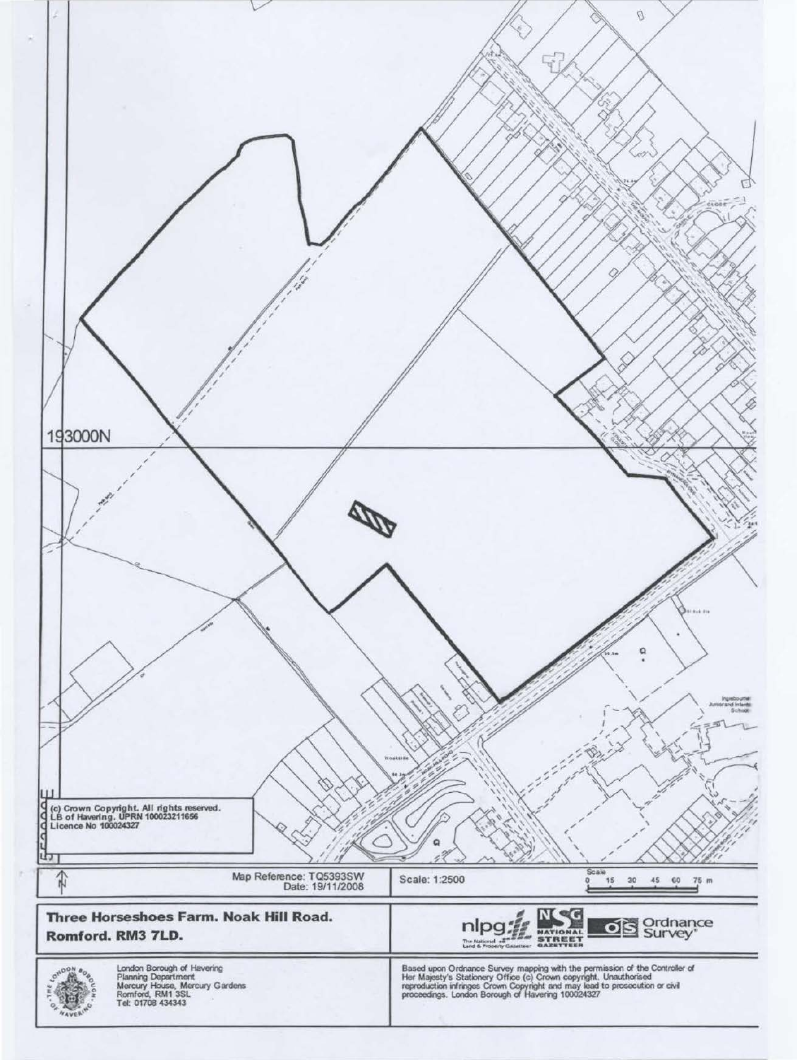193000N

(c) Crown Copyright. All rights reserved.
LB of Havering. UPRN 100023211656
Licence No 100024327

Map Reference: TQ5393SW
Date: 19/11/2008

Scale: 1:2500

Scale
0 15 30 45 60 75 m

**Three Horseshoes Farm. Noak Hill Road. Romford. RM3 7LD.**

London Borough of Havering
Planning Department
Mercury House, Mercury Gardens
Romford, RM1 3SL
Tel: 01708 434343

Based upon Ordnance Survey mapping with the permission of the Controller of Her Majesty's Stationery Office (c) Crown copyright. Unauthorised reproduction infringes Crown Copyright and may lead to prosecution or civil proceedings. London Borough of Havering 100024327